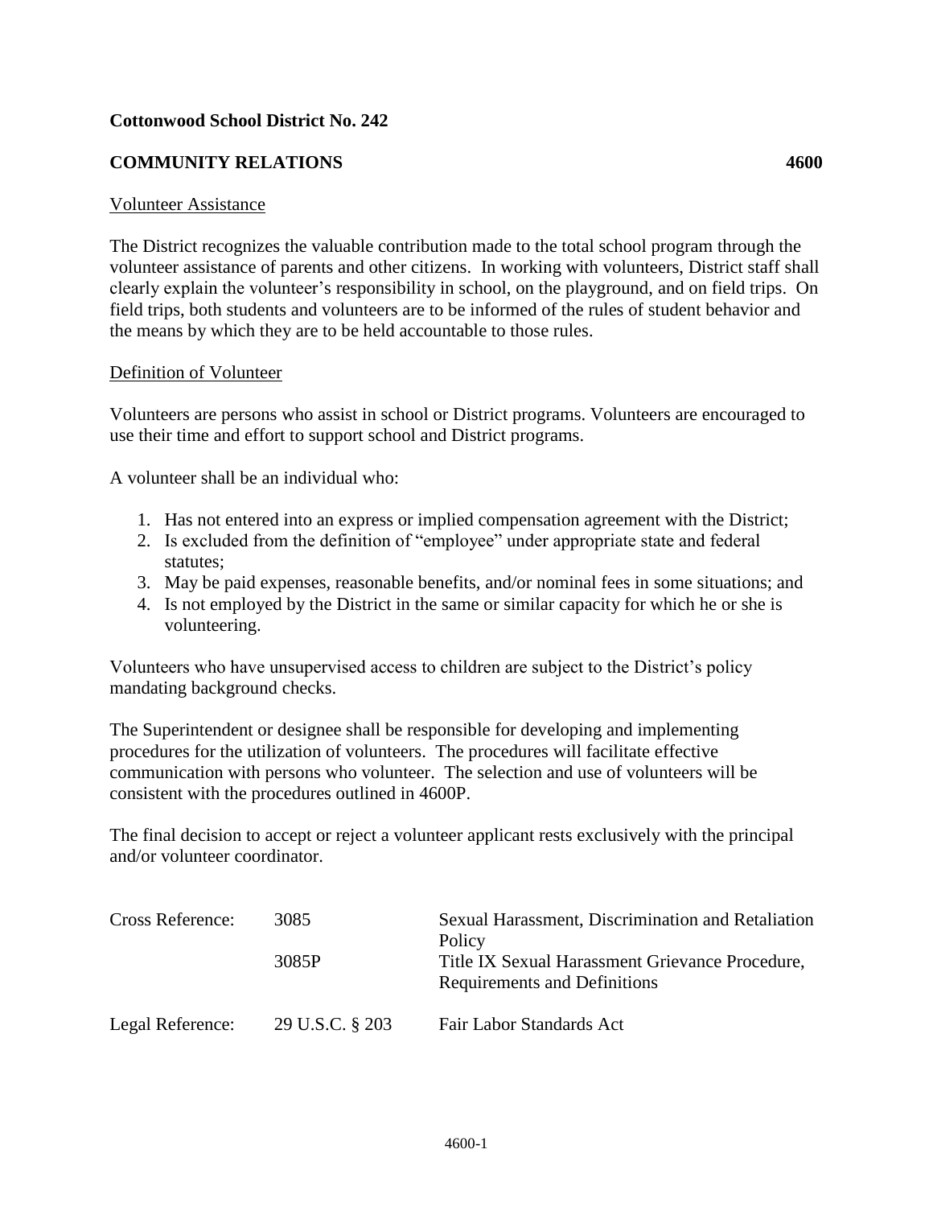**Cottonwood School District No. 242**

**COMMUNITY RELATIONS 4600**

Volunteer Assistance

The District recognizes the valuable contribution made to the total school program through the volunteer assistance of parents and other citizens. In working with volunteers, District staff shall clearly explain the volunteer's responsibility in school, on the playground, and on field trips. On field trips, both students and volunteers are to be informed of the rules of student behavior and the means by which they are to be held accountable to those rules.

Definition of Volunteer

Volunteers are persons who assist in school or District programs. Volunteers are encouraged to use their time and effort to support school and District programs.

A volunteer shall be an individual who:

1. Has not entered into an express or implied compensation agreement with the District;
2. Is excluded from the definition of "employee" under appropriate state and federal statutes;
3. May be paid expenses, reasonable benefits, and/or nominal fees in some situations; and
4. Is not employed by the District in the same or similar capacity for which he or she is volunteering.

Volunteers who have unsupervised access to children are subject to the District's policy mandating background checks.

The Superintendent or designee shall be responsible for developing and implementing procedures for the utilization of volunteers. The procedures will facilitate effective communication with persons who volunteer. The selection and use of volunteers will be consistent with the procedures outlined in 4600P.

The final decision to accept or reject a volunteer applicant rests exclusively with the principal and/or volunteer coordinator.

| | | |
|---|---|---|
| Cross Reference: | 3085 | Sexual Harassment, Discrimination and Retaliation Policy |
| | 3085P | Title IX Sexual Harassment Grievance Procedure, Requirements and Definitions |
| Legal Reference: | 29 U.S.C. § 203 | Fair Labor Standards Act |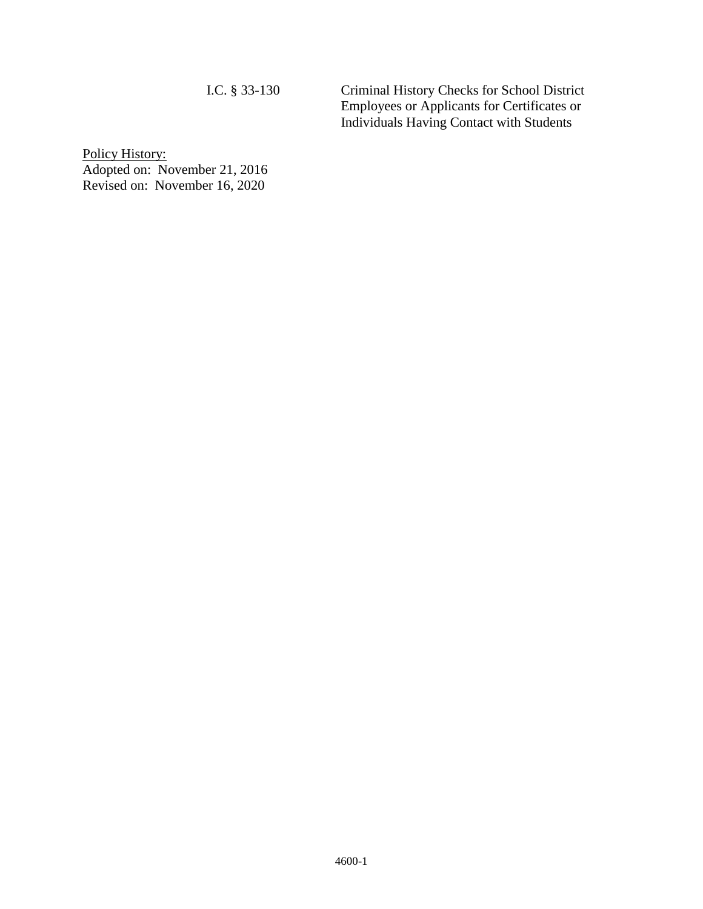I.C. § 33-130 Criminal History Checks for School District Employees or Applicants for Certificates or Individuals Having Contact with Students

Policy History:
Adopted on: November 21, 2016
Revised on: November 16, 2020